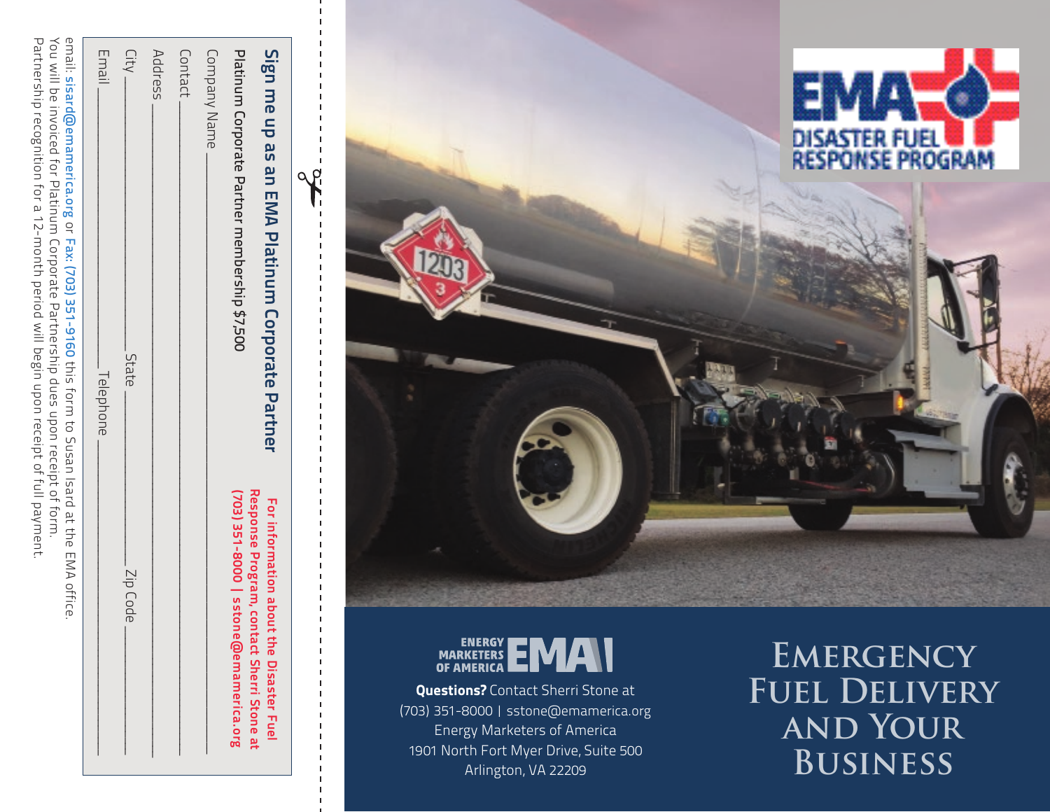## Sign me up as an EMA Platinum Corporate Partner

**Platinum Corporate Partner membership $7,500**

**For information about the Disaster Fuel Response Program, contact Sherri Stone at (703) 351-8000 | sstone@emamerica.org**

Company Name ____________________

Contact ____________________

Address ____________________

City ____________ State ____________ Zip Code ____________

Email ____________ Telephone ____________

email: sisard@emamerica.org or Fax: (703) 351-9160 this form to Susan Isard at the EMA office.
You will be invoiced for Platinum Corporate Partnership dues upon receipt of form.
Partnership recognition for a 12-month period will begin upon receipt of full payment.

EMA DISASTER FUEL RESPONSE PROGRAM

ENERGY MARKETERS OF AMERICA EMA

**Questions?** Contact Sherri Stone at
(703) 351-8000 | sstone@emamerica.org
Energy Marketers of America
1901 North Fort Myer Drive, Suite 500
Arlington, VA 22209

# Emergency Fuel Delivery and Your Business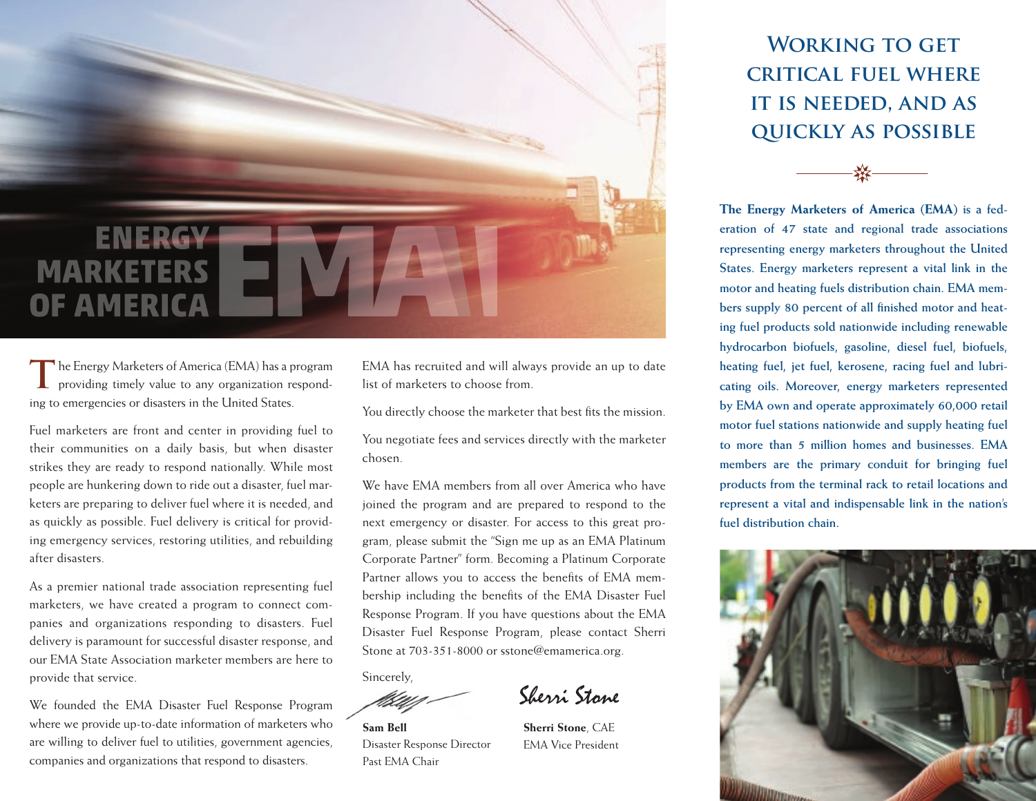# ENERGY MARKETERS OF AMERICA EMA

The Energy Marketers of America (EMA) has a program providing timely value to any organization responding to emergencies or disasters in the United States.

Fuel marketers are front and center in providing fuel to their communities on a daily basis, but when disaster strikes they are ready to respond nationally. While most people are hunkering down to ride out a disaster, fuel marketers are preparing to deliver fuel where it is needed, and as quickly as possible. Fuel delivery is critical for providing emergency services, restoring utilities, and rebuilding after disasters.

As a premier national trade association representing fuel marketers, we have created a program to connect companies and organizations responding to disasters. Fuel delivery is paramount for successful disaster response, and our EMA State Association marketer members are here to provide that service.

We founded the EMA Disaster Fuel Response Program where we provide up-to-date information of marketers who are willing to deliver fuel to utilities, government agencies, companies and organizations that respond to disasters.

EMA has recruited and will always provide an up to date list of marketers to choose from.

You directly choose the marketer that best fits the mission.

You negotiate fees and services directly with the marketer chosen.

We have EMA members from all over America who have joined the program and are prepared to respond to the next emergency or disaster. For access to this great program, please submit the "Sign me up as an EMA Platinum Corporate Partner" form. Becoming a Platinum Corporate Partner allows you to access the benefits of EMA membership including the benefits of the EMA Disaster Fuel Response Program. If you have questions about the EMA Disaster Fuel Response Program, please contact Sherri Stone at 703-351-8000 or sstone@emamerica.org.

Sincerely,

**Sam Bell**
Disaster Response Director
Past EMA Chair

**Sherri Stone**, CAE
EMA Vice President

## Working to get critical fuel where it is needed, and as quickly as possible

**The Energy Marketers of America (EMA)** is a federation of 47 state and regional trade associations representing energy marketers throughout the United States. Energy marketers represent a vital link in the motor and heating fuels distribution chain. EMA members supply 80 percent of all finished motor and heating fuel products sold nationwide including renewable hydrocarbon biofuels, gasoline, diesel fuel, biofuels, heating fuel, jet fuel, kerosene, racing fuel and lubricating oils. Moreover, energy marketers represented by EMA own and operate approximately 60,000 retail motor fuel stations nationwide and supply heating fuel to more than 5 million homes and businesses. EMA members are the primary conduit for bringing fuel products from the terminal rack to retail locations and represent a vital and indispensable link in the nation's fuel distribution chain.